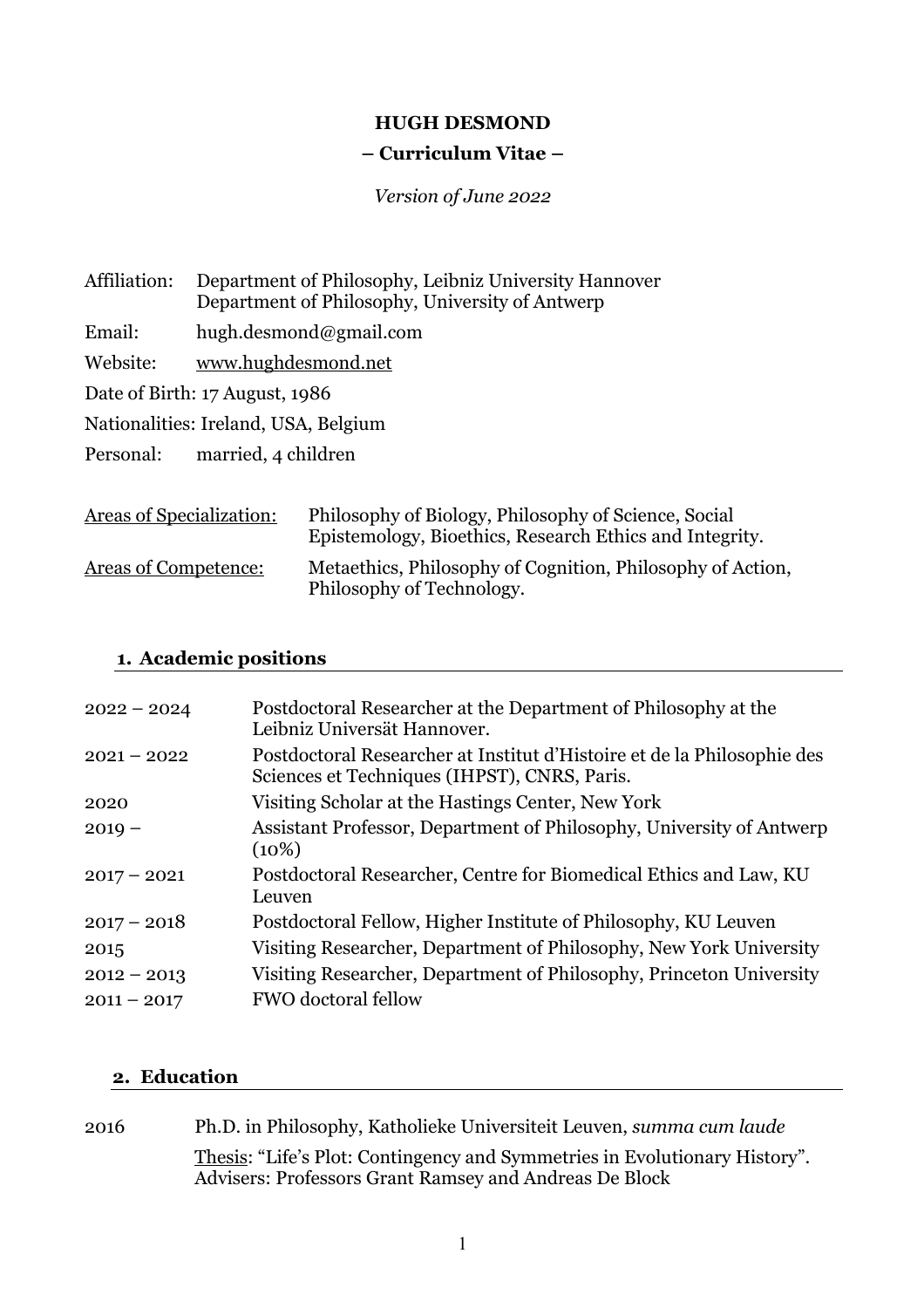# HUGH DESMOND

**– Curriculum Vitae –**

*Version of June 2022*

Affiliation: Department of Philosophy, Leibniz University Hannover
Department of Philosophy, University of Antwerp

Email: hugh.desmond@gmail.com

Website: www.hughdesmond.net

Date of Birth: 17 August, 1986

Nationalities: Ireland, USA, Belgium

Personal: married, 4 children

Areas of Specialization: Philosophy of Biology, Philosophy of Science, Social Epistemology, Bioethics, Research Ethics and Integrity.

Areas of Competence: Metaethics, Philosophy of Cognition, Philosophy of Action, Philosophy of Technology.

## 1. Academic positions

| | |
|---|---|
| 2022 – 2024 | Postdoctoral Researcher at the Department of Philosophy at the Leibniz Universät Hannover. |
| 2021 – 2022 | Postdoctoral Researcher at Institut d'Histoire et de la Philosophie des Sciences et Techniques (IHPST), CNRS, Paris. |
| 2020 | Visiting Scholar at the Hastings Center, New York |
| 2019 – | Assistant Professor, Department of Philosophy, University of Antwerp (10%) |
| 2017 – 2021 | Postdoctoral Researcher, Centre for Biomedical Ethics and Law, KU Leuven |
| 2017 – 2018 | Postdoctoral Fellow, Higher Institute of Philosophy, KU Leuven |
| 2015 | Visiting Researcher, Department of Philosophy, New York University |
| 2012 – 2013 | Visiting Researcher, Department of Philosophy, Princeton University |
| 2011 – 2017 | FWO doctoral fellow |

## 2. Education

2016 Ph.D. in Philosophy, Katholieke Universiteit Leuven, *summa cum laude*

Thesis: "Life's Plot: Contingency and Symmetries in Evolutionary History". Advisers: Professors Grant Ramsey and Andreas De Block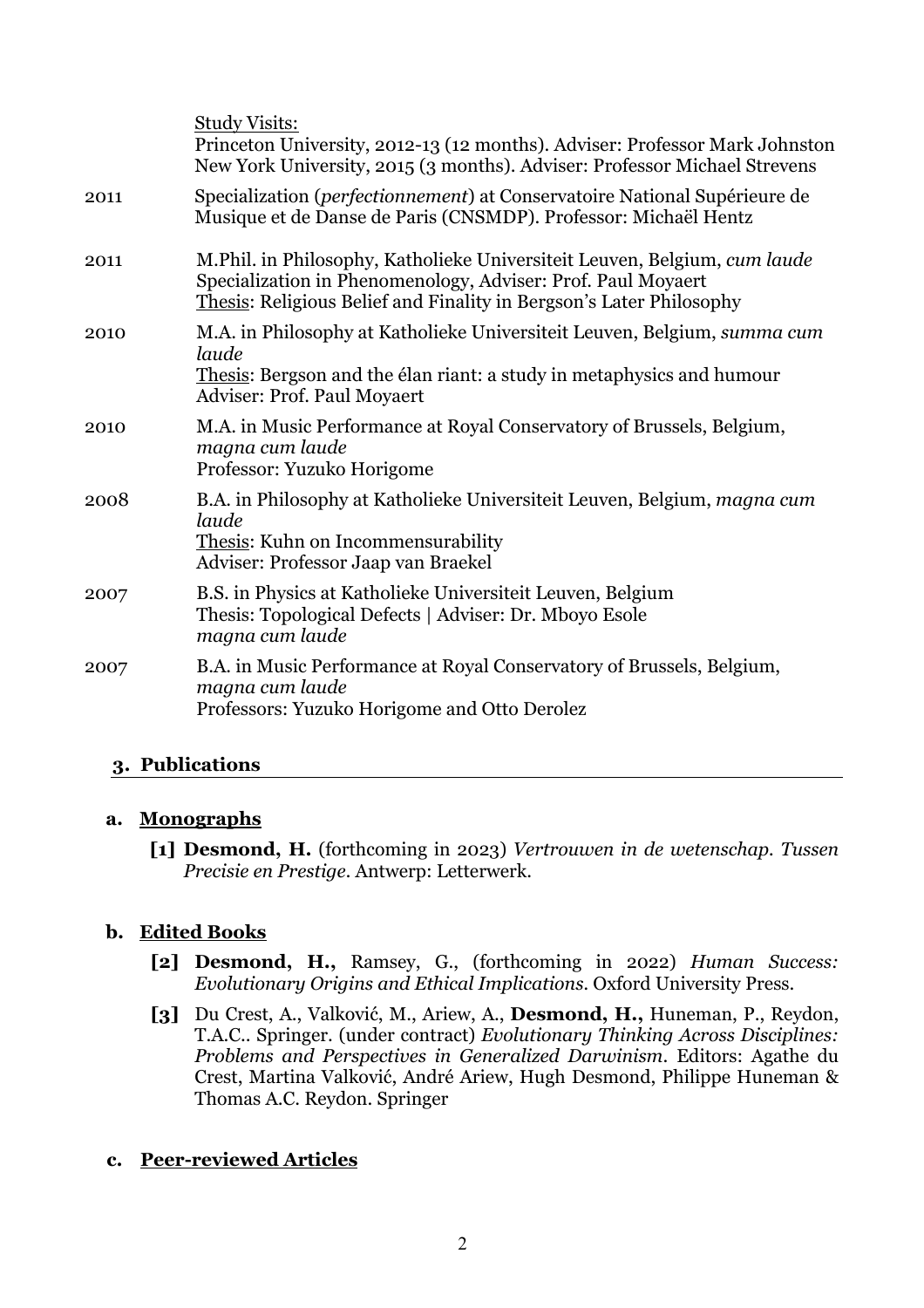Study Visits:
Princeton University, 2012-13 (12 months). Adviser: Professor Mark Johnston
New York University, 2015 (3 months). Adviser: Professor Michael Strevens

2011 — Specialization (*perfectionnement*) at Conservatoire National Supérieure de Musique et de Danse de Paris (CNSMDP). Professor: Michaël Hentz

2011 — M.Phil. in Philosophy, Katholieke Universiteit Leuven, Belgium, *cum laude*
Specialization in Phenomenology, Adviser: Prof. Paul Moyaert
Thesis: Religious Belief and Finality in Bergson's Later Philosophy

2010 — M.A. in Philosophy at Katholieke Universiteit Leuven, Belgium, *summa cum laude*
Thesis: Bergson and the élan riant: a study in metaphysics and humour
Adviser: Prof. Paul Moyaert

2010 — M.A. in Music Performance at Royal Conservatory of Brussels, Belgium, *magna cum laude*
Professor: Yuzuko Horigome

2008 — B.A. in Philosophy at Katholieke Universiteit Leuven, Belgium, *magna cum laude*
Thesis: Kuhn on Incommensurability
Adviser: Professor Jaap van Braekel

2007 — B.S. in Physics at Katholieke Universiteit Leuven, Belgium
Thesis: Topological Defects | Adviser: Dr. Mboyo Esole
*magna cum laude*

2007 — B.A. in Music Performance at Royal Conservatory of Brussels, Belgium, *magna cum laude*
Professors: Yuzuko Horigome and Otto Derolez

## 3. Publications

### a. Monographs

**[1] Desmond, H.** (forthcoming in 2023) *Vertrouwen in de wetenschap. Tussen Precisie en Prestige*. Antwerp: Letterwerk.

### b. Edited Books

**[2] Desmond, H.,** Ramsey, G., (forthcoming in 2022) *Human Success: Evolutionary Origins and Ethical Implications*. Oxford University Press.

**[3]** Du Crest, A., Valković, M., Ariew, A., **Desmond, H.,** Huneman, P., Reydon, T.A.C.. Springer. (under contract) *Evolutionary Thinking Across Disciplines: Problems and Perspectives in Generalized Darwinism*. Editors: Agathe du Crest, Martina Valković, André Ariew, Hugh Desmond, Philippe Huneman & Thomas A.C. Reydon. Springer

### c. Peer-reviewed Articles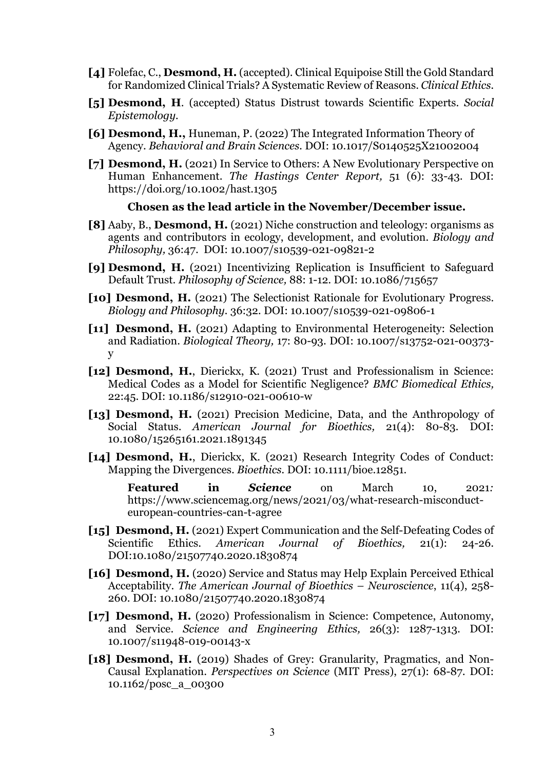**[4]** Folefac, C., **Desmond, H.** (accepted). Clinical Equipoise Still the Gold Standard for Randomized Clinical Trials? A Systematic Review of Reasons. *Clinical Ethics*.

**[5] Desmond, H**. (accepted) Status Distrust towards Scientific Experts. *Social Epistemology*.

**[6] Desmond, H.,** Huneman, P. (2022) The Integrated Information Theory of Agency. *Behavioral and Brain Sciences*. DOI: 10.1017/S0140525X21002004

**[7] Desmond, H.** (2021) In Service to Others: A New Evolutionary Perspective on Human Enhancement. *The Hastings Center Report,* 51 (6): 33-43. DOI: https://doi.org/10.1002/hast.1305

**Chosen as the lead article in the November/December issue.**

**[8]** Aaby, B., **Desmond, H.** (2021) Niche construction and teleology: organisms as agents and contributors in ecology, development, and evolution. *Biology and Philosophy,* 36:47. DOI: 10.1007/s10539-021-09821-2

**[9] Desmond, H.** (2021) Incentivizing Replication is Insufficient to Safeguard Default Trust. *Philosophy of Science,* 88: 1-12. DOI: 10.1086/715657

**[10] Desmond, H.** (2021) The Selectionist Rationale for Evolutionary Progress. *Biology and Philosophy*. 36:32. DOI: 10.1007/s10539-021-09806-1

**[11] Desmond, H.** (2021) Adapting to Environmental Heterogeneity: Selection and Radiation. *Biological Theory,* 17: 80-93. DOI: 10.1007/s13752-021-00373-y

**[12] Desmond, H.**, Dierickx, K. (2021) Trust and Professionalism in Science: Medical Codes as a Model for Scientific Negligence? *BMC Biomedical Ethics,* 22:45. DOI: 10.1186/s12910-021-00610-w

**[13] Desmond, H.** (2021) Precision Medicine, Data, and the Anthropology of Social Status. *American Journal for Bioethics,* 21(4): 80-83. DOI: 10.1080/15265161.2021.1891345

**[14] Desmond, H.**, Dierickx, K. (2021) Research Integrity Codes of Conduct: Mapping the Divergences. *Bioethics*. DOI: 10.1111/bioe.12851.

**Featured in *Science*** on March 10, 2021*:* https://www.sciencemag.org/news/2021/03/what-research-misconduct-european-countries-can-t-agree

**[15] Desmond, H.** (2021) Expert Communication and the Self-Defeating Codes of Scientific Ethics. *American Journal of Bioethics,* 21(1): 24-26. DOI:10.1080/21507740.2020.1830874

**[16] Desmond, H.** (2020) Service and Status may Help Explain Perceived Ethical Acceptability. *The American Journal of Bioethics – Neuroscience*, 11(4), 258-260. DOI: 10.1080/21507740.2020.1830874

**[17] Desmond, H.** (2020) Professionalism in Science: Competence, Autonomy, and Service. *Science and Engineering Ethics,* 26(3): 1287-1313. DOI: 10.1007/s11948-019-00143-x

**[18] Desmond, H.** (2019) Shades of Grey: Granularity, Pragmatics, and Non-Causal Explanation. *Perspectives on Science* (MIT Press), 27(1): 68-87. DOI: 10.1162/posc_a_00300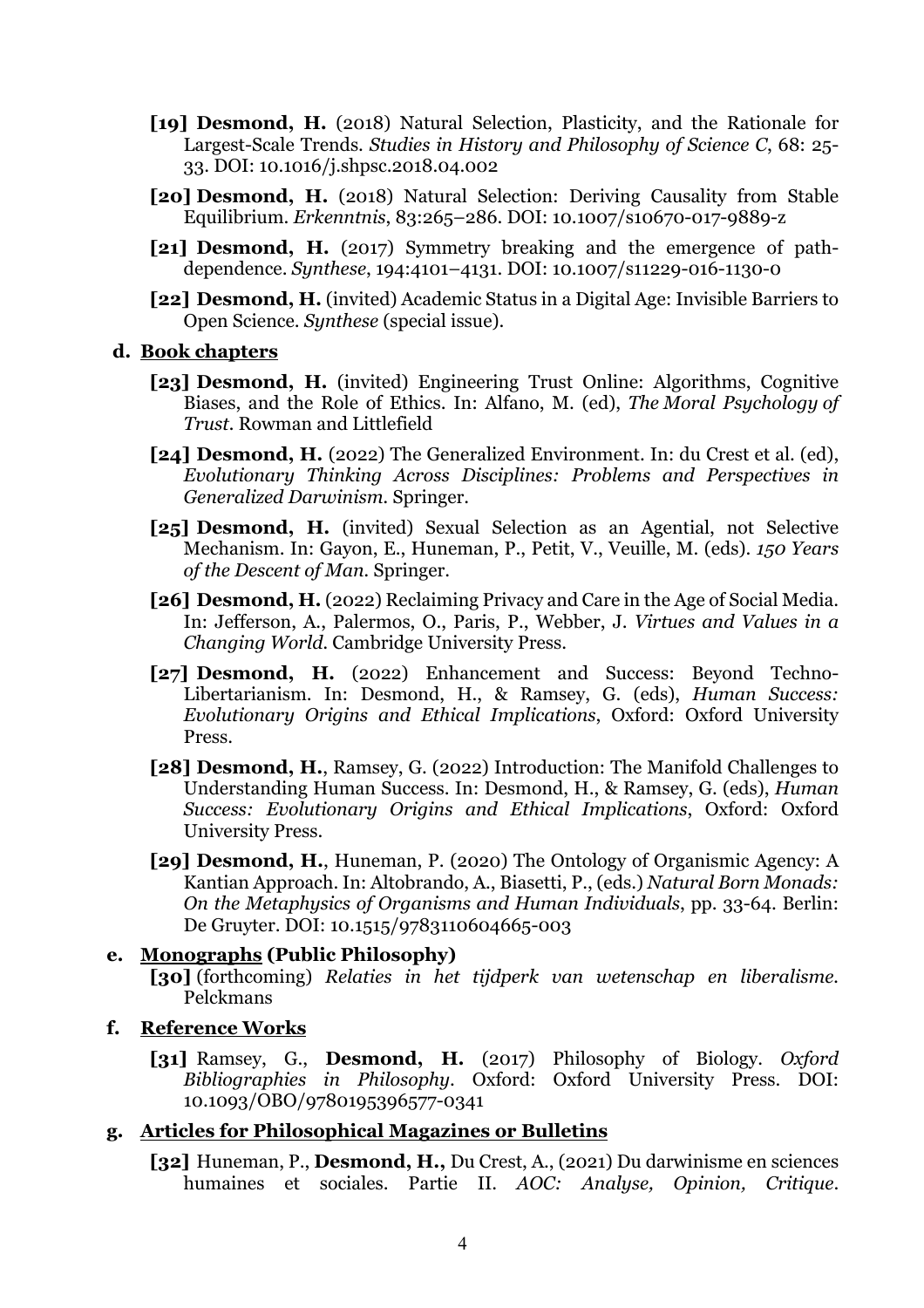**[19] Desmond, H.** (2018) Natural Selection, Plasticity, and the Rationale for Largest-Scale Trends. *Studies in History and Philosophy of Science C*, 68: 25-33. DOI: 10.1016/j.shpsc.2018.04.002

**[20] Desmond, H.** (2018) Natural Selection: Deriving Causality from Stable Equilibrium. *Erkenntnis*, 83:265–286. DOI: 10.1007/s10670-017-9889-z

**[21] Desmond, H.** (2017) Symmetry breaking and the emergence of path-dependence. *Synthese*, 194:4101–4131. DOI: 10.1007/s11229-016-1130-0

**[22] Desmond, H.** (invited) Academic Status in a Digital Age: Invisible Barriers to Open Science. *Synthese* (special issue).

**d. Book chapters**

**[23] Desmond, H.** (invited) Engineering Trust Online: Algorithms, Cognitive Biases, and the Role of Ethics. In: Alfano, M. (ed), *The Moral Psychology of Trust*. Rowman and Littlefield

**[24] Desmond, H.** (2022) The Generalized Environment. In: du Crest et al. (ed), *Evolutionary Thinking Across Disciplines: Problems and Perspectives in Generalized Darwinism.* Springer.

**[25] Desmond, H.** (invited) Sexual Selection as an Agential, not Selective Mechanism. In: Gayon, E., Huneman, P., Petit, V., Veuille, M. (eds). *150 Years of the Descent of Man*. Springer.

**[26] Desmond, H.** (2022) Reclaiming Privacy and Care in the Age of Social Media. In: Jefferson, A., Palermos, O., Paris, P., Webber, J. *Virtues and Values in a Changing World*. Cambridge University Press.

**[27] Desmond, H.** (2022) Enhancement and Success: Beyond Techno-Libertarianism. In: Desmond, H., & Ramsey, G. (eds), *Human Success: Evolutionary Origins and Ethical Implications*, Oxford: Oxford University Press.

**[28] Desmond, H.**, Ramsey, G. (2022) Introduction: The Manifold Challenges to Understanding Human Success. In: Desmond, H., & Ramsey, G. (eds), *Human Success: Evolutionary Origins and Ethical Implications*, Oxford: Oxford University Press.

**[29] Desmond, H.**, Huneman, P. (2020) The Ontology of Organismic Agency: A Kantian Approach. In: Altobrando, A., Biasetti, P., (eds.) *Natural Born Monads: On the Metaphysics of Organisms and Human Individuals*, pp. 33-64. Berlin: De Gruyter. DOI: 10.1515/9783110604665-003

**e. Monographs (Public Philosophy)**

**[30]** (forthcoming) *Relaties in het tijdperk van wetenschap en liberalisme.* Pelckmans

**f. Reference Works**

**[31]** Ramsey, G., **Desmond, H.** (2017) Philosophy of Biology. *Oxford Bibliographies in Philosophy*. Oxford: Oxford University Press. DOI: 10.1093/OBO/9780195396577-0341

**g. Articles for Philosophical Magazines or Bulletins**

**[32]** Huneman, P., **Desmond, H.,** Du Crest, A., (2021) Du darwinisme en sciences humaines et sociales. Partie II. *AOC: Analyse, Opinion, Critique*.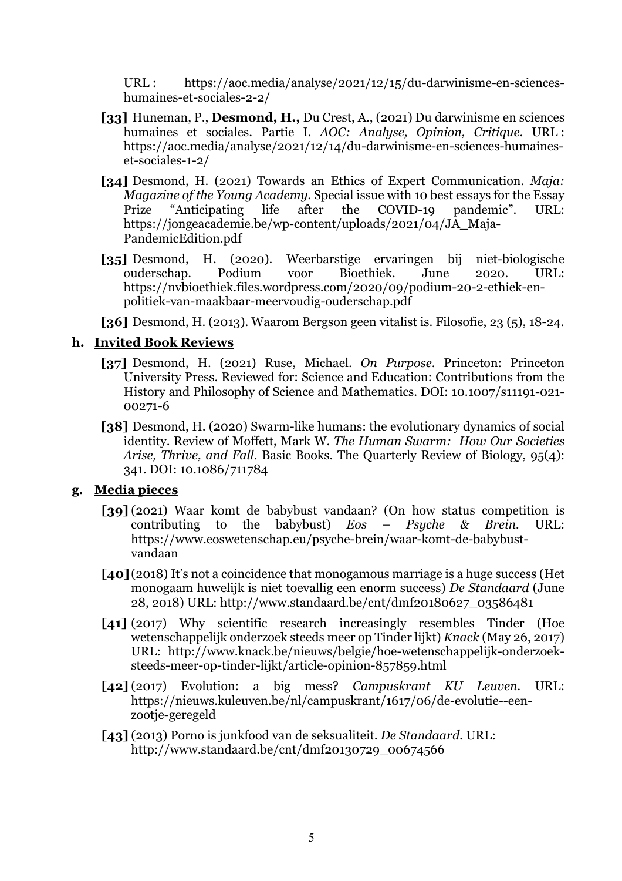URL : https://aoc.media/analyse/2021/12/15/du-darwinisme-en-sciences-humaines-et-sociales-2-2/

- **[33]** Huneman, P., **Desmond, H.,** Du Crest, A., (2021) Du darwinisme en sciences humaines et sociales. Partie I. *AOC: Analyse, Opinion, Critique*. URL : https://aoc.media/analyse/2021/12/14/du-darwinisme-en-sciences-humaines-et-sociales-1-2/
- **[34]** Desmond, H. (2021) Towards an Ethics of Expert Communication. *Maja: Magazine of the Young Academy*. Special issue with 10 best essays for the Essay Prize "Anticipating life after the COVID-19 pandemic". URL: https://jongeacademie.be/wp-content/uploads/2021/04/JA_Maja-PandemicEdition.pdf
- **[35]** Desmond, H. (2020). Weerbarstige ervaringen bij niet-biologische ouderschap. Podium voor Bioethiek. June 2020. URL: https://nvbioethiek.files.wordpress.com/2020/09/podium-20-2-ethiek-en-politiek-van-maakbaar-meervoudig-ouderschap.pdf
- **[36]** Desmond, H. (2013). Waarom Bergson geen vitalist is. Filosofie, 23 (5), 18-24.

## h. Invited Book Reviews

- **[37]** Desmond, H. (2021) Ruse, Michael. *On Purpose*. Princeton: Princeton University Press. Reviewed for: Science and Education: Contributions from the History and Philosophy of Science and Mathematics. DOI: 10.1007/s11191-021-00271-6
- **[38]** Desmond, H. (2020) Swarm-like humans: the evolutionary dynamics of social identity. Review of Moffett, Mark W. *The Human Swarm: How Our Societies Arise, Thrive, and Fall*. Basic Books. The Quarterly Review of Biology, 95(4): 341. DOI: 10.1086/711784

## g. Media pieces

- **[39]** (2021) Waar komt de babybust vandaan? (On how status competition is contributing to the babybust) *Eos – Psyche & Brein*. URL: https://www.eoswetenschap.eu/psyche-brein/waar-komt-de-babybust-vandaan
- **[40]** (2018) It's not a coincidence that monogamous marriage is a huge success (Het monogaam huwelijk is niet toevallig een enorm success) *De Standaard* (June 28, 2018) URL: http://www.standaard.be/cnt/dmf20180627_03586481
- **[41]** (2017) Why scientific research increasingly resembles Tinder (Hoe wetenschappelijk onderzoek steeds meer op Tinder lijkt) *Knack* (May 26, 2017) URL: http://www.knack.be/nieuws/belgie/hoe-wetenschappelijk-onderzoek-steeds-meer-op-tinder-lijkt/article-opinion-857859.html
- **[42]** (2017) Evolution: a big mess? *Campuskrant KU Leuven*. URL: https://nieuws.kuleuven.be/nl/campuskrant/1617/06/de-evolutie--een-zootje-geregeld
- **[43]** (2013) Porno is junkfood van de seksualiteit. *De Standaard*. URL: http://www.standaard.be/cnt/dmf20130729_00674566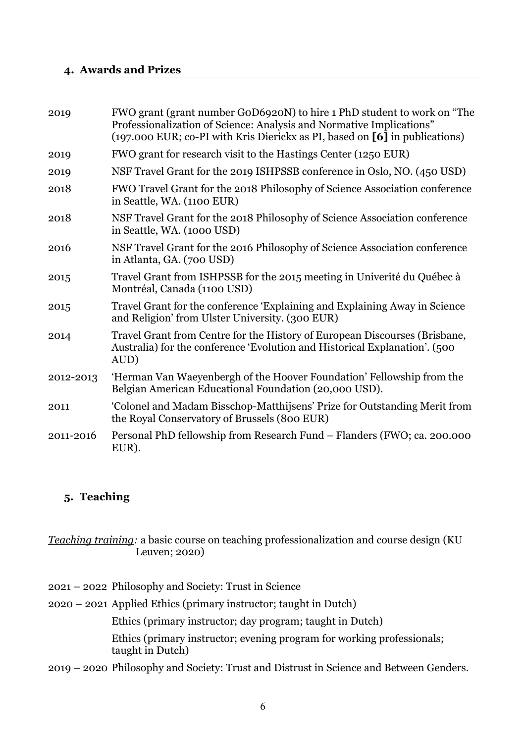## 4. Awards and Prizes

| | |
|---|---|
| 2019 | FWO grant (grant number G0D6920N) to hire 1 PhD student to work on "The Professionalization of Science: Analysis and Normative Implications" (197.000 EUR; co-PI with Kris Dierickx as PI, based on **[6]** in publications) |
| 2019 | FWO grant for research visit to the Hastings Center (1250 EUR) |
| 2019 | NSF Travel Grant for the 2019 ISHPSSB conference in Oslo, NO. (450 USD) |
| 2018 | FWO Travel Grant for the 2018 Philosophy of Science Association conference in Seattle, WA. (1100 EUR) |
| 2018 | NSF Travel Grant for the 2018 Philosophy of Science Association conference in Seattle, WA. (1000 USD) |
| 2016 | NSF Travel Grant for the 2016 Philosophy of Science Association conference in Atlanta, GA. (700 USD) |
| 2015 | Travel Grant from ISHPSSB for the 2015 meeting in Univerité du Québec à Montréal, Canada (1100 USD) |
| 2015 | Travel Grant for the conference 'Explaining and Explaining Away in Science and Religion' from Ulster University. (300 EUR) |
| 2014 | Travel Grant from Centre for the History of European Discourses (Brisbane, Australia) for the conference 'Evolution and Historical Explanation'. (500 AUD) |
| 2012-2013 | 'Herman Van Waeyenbergh of the Hoover Foundation' Fellowship from the Belgian American Educational Foundation (20,000 USD). |
| 2011 | 'Colonel and Madam Bisschop-Matthijsens' Prize for Outstanding Merit from the Royal Conservatory of Brussels (800 EUR) |
| 2011-2016 | Personal PhD fellowship from Research Fund – Flanders (FWO; ca. 200.000 EUR). |

## 5. Teaching

*Teaching training:* a basic course on teaching professionalization and course design (KU Leuven; 2020)

2021 – 2022 Philosophy and Society: Trust in Science

2020 – 2021 Applied Ethics (primary instructor; taught in Dutch)

Ethics (primary instructor; day program; taught in Dutch)

Ethics (primary instructor; evening program for working professionals; taught in Dutch)

2019 – 2020 Philosophy and Society: Trust and Distrust in Science and Between Genders.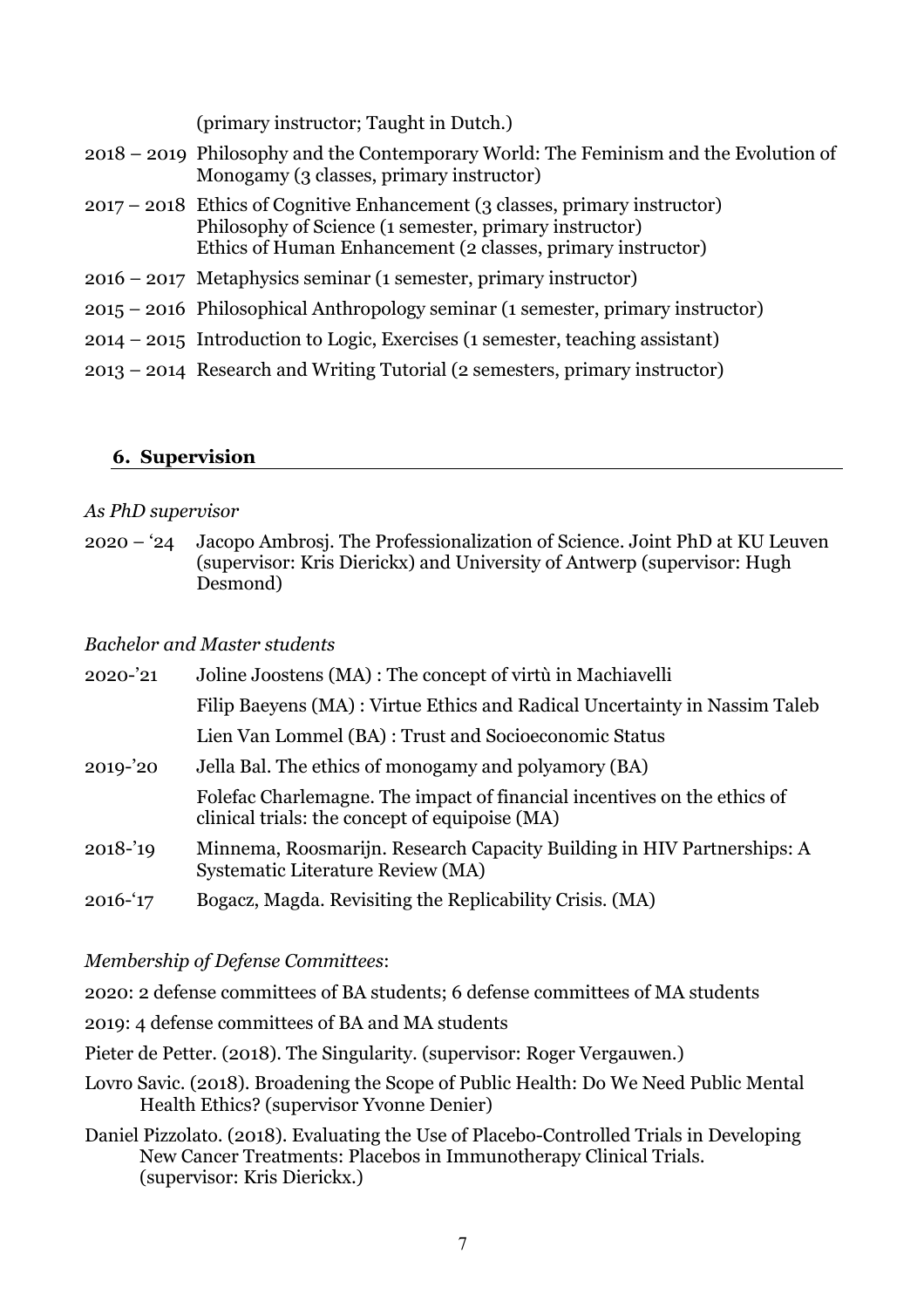(primary instructor; Taught in Dutch.)

2018 – 2019 Philosophy and the Contemporary World: The Feminism and the Evolution of Monogamy (3 classes, primary instructor)

2017 – 2018 Ethics of Cognitive Enhancement (3 classes, primary instructor)
Philosophy of Science (1 semester, primary instructor)
Ethics of Human Enhancement (2 classes, primary instructor)

2016 – 2017 Metaphysics seminar (1 semester, primary instructor)

2015 – 2016 Philosophical Anthropology seminar (1 semester, primary instructor)

2014 – 2015 Introduction to Logic, Exercises (1 semester, teaching assistant)

2013 – 2014 Research and Writing Tutorial (2 semesters, primary instructor)

## 6. Supervision

*As PhD supervisor*

2020 – '24 Jacopo Ambrosj. The Professionalization of Science. Joint PhD at KU Leuven (supervisor: Kris Dierickx) and University of Antwerp (supervisor: Hugh Desmond)

*Bachelor and Master students*

2020-'21 Joline Joostens (MA) : The concept of virtù in Machiavelli
Filip Baeyens (MA) : Virtue Ethics and Radical Uncertainty in Nassim Taleb
Lien Van Lommel (BA) : Trust and Socioeconomic Status

2019-'20 Jella Bal. The ethics of monogamy and polyamory (BA)
Folefac Charlemagne. The impact of financial incentives on the ethics of clinical trials: the concept of equipoise (MA)

2018-'19 Minnema, Roosmarijn. Research Capacity Building in HIV Partnerships: A Systematic Literature Review (MA)

2016-'17 Bogacz, Magda. Revisiting the Replicability Crisis. (MA)

*Membership of Defense Committees*:

2020: 2 defense committees of BA students; 6 defense committees of MA students

2019: 4 defense committees of BA and MA students

Pieter de Petter. (2018). The Singularity. (supervisor: Roger Vergauwen.)

Lovro Savic. (2018). Broadening the Scope of Public Health: Do We Need Public Mental Health Ethics? (supervisor Yvonne Denier)

Daniel Pizzolato. (2018). Evaluating the Use of Placebo-Controlled Trials in Developing New Cancer Treatments: Placebos in Immunotherapy Clinical Trials. (supervisor: Kris Dierickx.)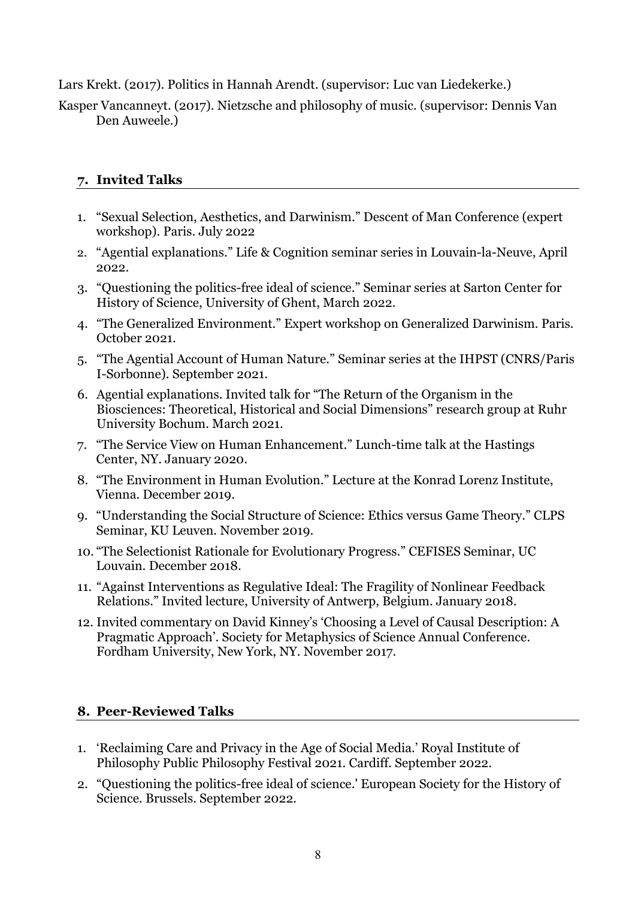Lars Krekt. (2017). Politics in Hannah Arendt. (supervisor: Luc van Liedekerke.)

Kasper Vancanneyt. (2017). Nietzsche and philosophy of music. (supervisor: Dennis Van Den Auweele.)

## 7. Invited Talks

1. "Sexual Selection, Aesthetics, and Darwinism." Descent of Man Conference (expert workshop). Paris. July 2022
2. "Agential explanations." Life & Cognition seminar series in Louvain-la-Neuve, April 2022.
3. "Questioning the politics-free ideal of science." Seminar series at Sarton Center for History of Science, University of Ghent, March 2022.
4. "The Generalized Environment." Expert workshop on Generalized Darwinism. Paris. October 2021.
5. "The Agential Account of Human Nature." Seminar series at the IHPST (CNRS/Paris I-Sorbonne). September 2021.
6. Agential explanations. Invited talk for "The Return of the Organism in the Biosciences: Theoretical, Historical and Social Dimensions" research group at Ruhr University Bochum. March 2021.
7. "The Service View on Human Enhancement." Lunch-time talk at the Hastings Center, NY. January 2020.
8. "The Environment in Human Evolution." Lecture at the Konrad Lorenz Institute, Vienna. December 2019.
9. "Understanding the Social Structure of Science: Ethics versus Game Theory." CLPS Seminar, KU Leuven. November 2019.
10. "The Selectionist Rationale for Evolutionary Progress." CEFISES Seminar, UC Louvain. December 2018.
11. "Against Interventions as Regulative Ideal: The Fragility of Nonlinear Feedback Relations." Invited lecture, University of Antwerp, Belgium. January 2018.
12. Invited commentary on David Kinney's 'Choosing a Level of Causal Description: A Pragmatic Approach'. Society for Metaphysics of Science Annual Conference. Fordham University, New York, NY. November 2017.

## 8. Peer-Reviewed Talks

1. 'Reclaiming Care and Privacy in the Age of Social Media.' Royal Institute of Philosophy Public Philosophy Festival 2021. Cardiff. September 2022.
2. "Questioning the politics-free ideal of science.' European Society for the History of Science. Brussels. September 2022.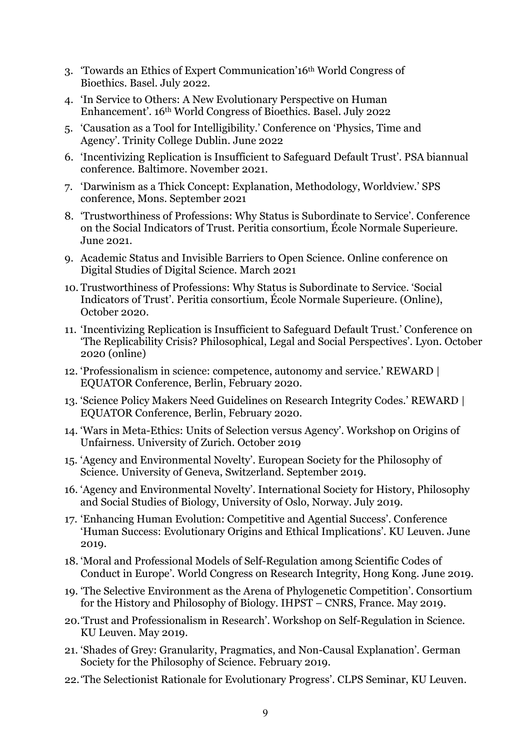3. 'Towards an Ethics of Expert Communication'16th World Congress of Bioethics. Basel. July 2022.
4. 'In Service to Others: A New Evolutionary Perspective on Human Enhancement'. 16th World Congress of Bioethics. Basel. July 2022
5. 'Causation as a Tool for Intelligibility.' Conference on 'Physics, Time and Agency'. Trinity College Dublin. June 2022
6. 'Incentivizing Replication is Insufficient to Safeguard Default Trust'. PSA biannual conference. Baltimore. November 2021.
7. 'Darwinism as a Thick Concept: Explanation, Methodology, Worldview.' SPS conference, Mons. September 2021
8. 'Trustworthiness of Professions: Why Status is Subordinate to Service'. Conference on the Social Indicators of Trust. Peritia consortium, École Normale Superieure. June 2021.
9. Academic Status and Invisible Barriers to Open Science. Online conference on Digital Studies of Digital Science. March 2021
10. Trustworthiness of Professions: Why Status is Subordinate to Service. 'Social Indicators of Trust'. Peritia consortium, École Normale Superieure. (Online), October 2020.
11. 'Incentivizing Replication is Insufficient to Safeguard Default Trust.' Conference on 'The Replicability Crisis? Philosophical, Legal and Social Perspectives'. Lyon. October 2020 (online)
12. 'Professionalism in science: competence, autonomy and service.' REWARD | EQUATOR Conference, Berlin, February 2020.
13. 'Science Policy Makers Need Guidelines on Research Integrity Codes.' REWARD | EQUATOR Conference, Berlin, February 2020.
14. 'Wars in Meta-Ethics: Units of Selection versus Agency'. Workshop on Origins of Unfairness. University of Zurich. October 2019
15. 'Agency and Environmental Novelty'. European Society for the Philosophy of Science. University of Geneva, Switzerland. September 2019.
16. 'Agency and Environmental Novelty'. International Society for History, Philosophy and Social Studies of Biology, University of Oslo, Norway. July 2019.
17. 'Enhancing Human Evolution: Competitive and Agential Success'. Conference 'Human Success: Evolutionary Origins and Ethical Implications'. KU Leuven. June 2019.
18. 'Moral and Professional Models of Self-Regulation among Scientific Codes of Conduct in Europe'. World Congress on Research Integrity, Hong Kong. June 2019.
19. 'The Selective Environment as the Arena of Phylogenetic Competition'. Consortium for the History and Philosophy of Biology. IHPST – CNRS, France. May 2019.
20. 'Trust and Professionalism in Research'. Workshop on Self-Regulation in Science. KU Leuven. May 2019.
21. 'Shades of Grey: Granularity, Pragmatics, and Non-Causal Explanation'. German Society for the Philosophy of Science. February 2019.
22. 'The Selectionist Rationale for Evolutionary Progress'. CLPS Seminar, KU Leuven.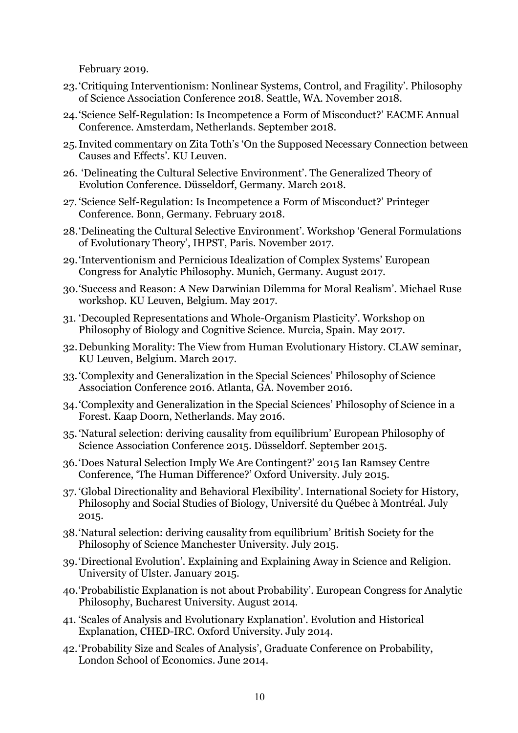February 2019.

23. 'Critiquing Interventionism: Nonlinear Systems, Control, and Fragility'. Philosophy of Science Association Conference 2018. Seattle, WA. November 2018.
24. 'Science Self-Regulation: Is Incompetence a Form of Misconduct?' EACME Annual Conference. Amsterdam, Netherlands. September 2018.
25. Invited commentary on Zita Toth's 'On the Supposed Necessary Connection between Causes and Effects'. KU Leuven.
26. 'Delineating the Cultural Selective Environment'. The Generalized Theory of Evolution Conference. Düsseldorf, Germany. March 2018.
27. 'Science Self-Regulation: Is Incompetence a Form of Misconduct?' Printeger Conference. Bonn, Germany. February 2018.
28. 'Delineating the Cultural Selective Environment'. Workshop 'General Formulations of Evolutionary Theory', IHPST, Paris. November 2017.
29. 'Interventionism and Pernicious Idealization of Complex Systems' European Congress for Analytic Philosophy. Munich, Germany. August 2017.
30. 'Success and Reason: A New Darwinian Dilemma for Moral Realism'. Michael Ruse workshop. KU Leuven, Belgium. May 2017.
31. 'Decoupled Representations and Whole-Organism Plasticity'. Workshop on Philosophy of Biology and Cognitive Science. Murcia, Spain. May 2017.
32. Debunking Morality: The View from Human Evolutionary History. CLAW seminar, KU Leuven, Belgium. March 2017.
33. 'Complexity and Generalization in the Special Sciences' Philosophy of Science Association Conference 2016. Atlanta, GA. November 2016.
34. 'Complexity and Generalization in the Special Sciences' Philosophy of Science in a Forest. Kaap Doorn, Netherlands. May 2016.
35. 'Natural selection: deriving causality from equilibrium' European Philosophy of Science Association Conference 2015. Düsseldorf. September 2015.
36. 'Does Natural Selection Imply We Are Contingent?' 2015 Ian Ramsey Centre Conference, 'The Human Difference?' Oxford University. July 2015.
37. 'Global Directionality and Behavioral Flexibility'. International Society for History, Philosophy and Social Studies of Biology, Université du Québec à Montréal. July 2015.
38. 'Natural selection: deriving causality from equilibrium' British Society for the Philosophy of Science Manchester University. July 2015.
39. 'Directional Evolution'. Explaining and Explaining Away in Science and Religion. University of Ulster. January 2015.
40. 'Probabilistic Explanation is not about Probability'. European Congress for Analytic Philosophy, Bucharest University. August 2014.
41. 'Scales of Analysis and Evolutionary Explanation'. Evolution and Historical Explanation, CHED-IRC. Oxford University. July 2014.
42. 'Probability Size and Scales of Analysis', Graduate Conference on Probability, London School of Economics. June 2014.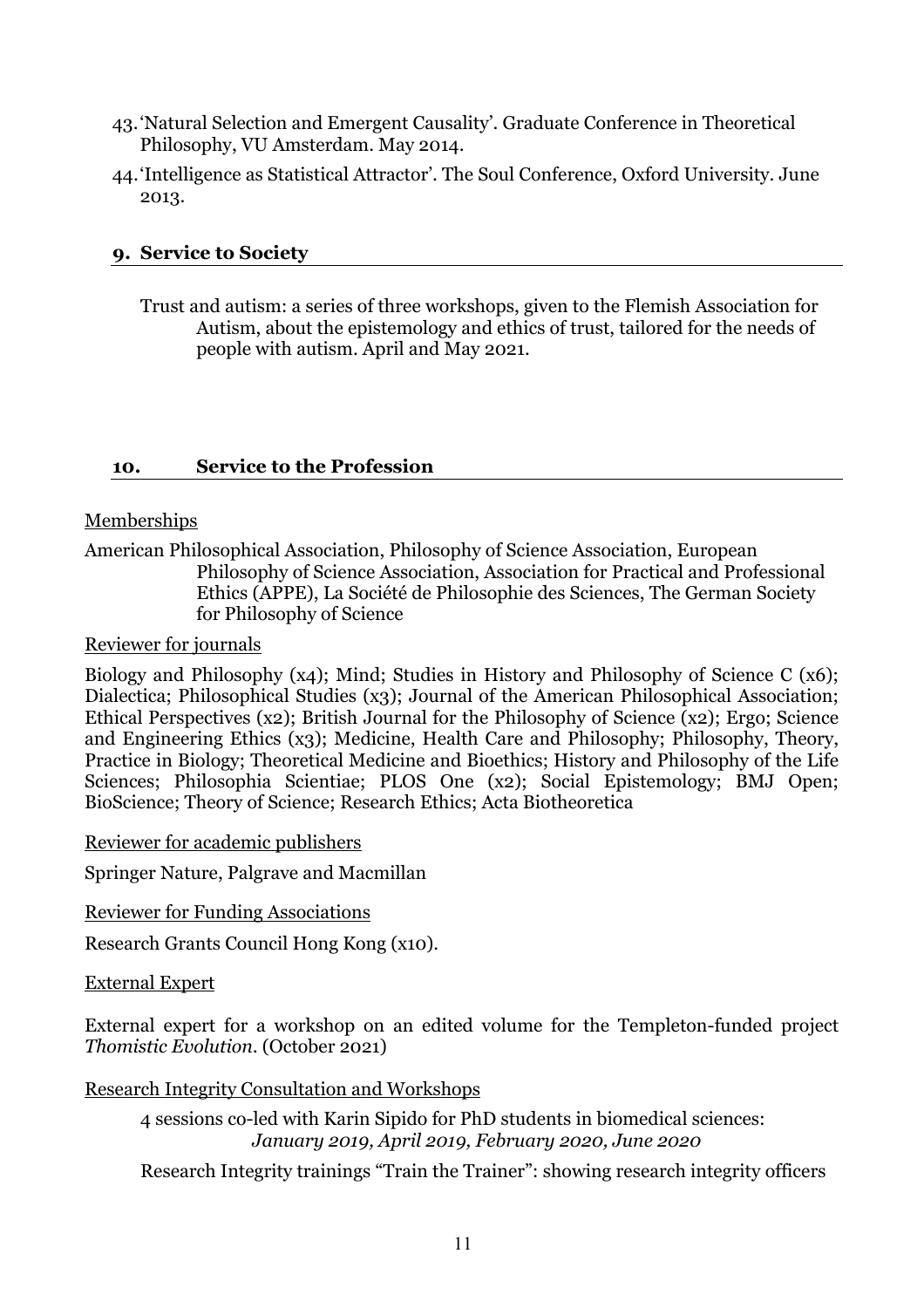43. 'Natural Selection and Emergent Causality'. Graduate Conference in Theoretical Philosophy, VU Amsterdam. May 2014.
44. 'Intelligence as Statistical Attractor'. The Soul Conference, Oxford University. June 2013.

## 9. Service to Society

Trust and autism: a series of three workshops, given to the Flemish Association for Autism, about the epistemology and ethics of trust, tailored for the needs of people with autism. April and May 2021.

## 10. Service to the Profession

Memberships

American Philosophical Association, Philosophy of Science Association, European Philosophy of Science Association, Association for Practical and Professional Ethics (APPE), La Société de Philosophie des Sciences, The German Society for Philosophy of Science

Reviewer for journals

Biology and Philosophy (x4); Mind; Studies in History and Philosophy of Science C (x6); Dialectica; Philosophical Studies (x3); Journal of the American Philosophical Association; Ethical Perspectives (x2); British Journal for the Philosophy of Science (x2); Ergo; Science and Engineering Ethics (x3); Medicine, Health Care and Philosophy; Philosophy, Theory, Practice in Biology; Theoretical Medicine and Bioethics; History and Philosophy of the Life Sciences; Philosophia Scientiae; PLOS One (x2); Social Epistemology; BMJ Open; BioScience; Theory of Science; Research Ethics; Acta Biotheoretica

Reviewer for academic publishers

Springer Nature, Palgrave and Macmillan

Reviewer for Funding Associations

Research Grants Council Hong Kong (x10).

External Expert

External expert for a workshop on an edited volume for the Templeton-funded project *Thomistic Evolution*. (October 2021)

Research Integrity Consultation and Workshops

4 sessions co-led with Karin Sipido for PhD students in biomedical sciences: *January 2019, April 2019, February 2020, June 2020*

Research Integrity trainings "Train the Trainer": showing research integrity officers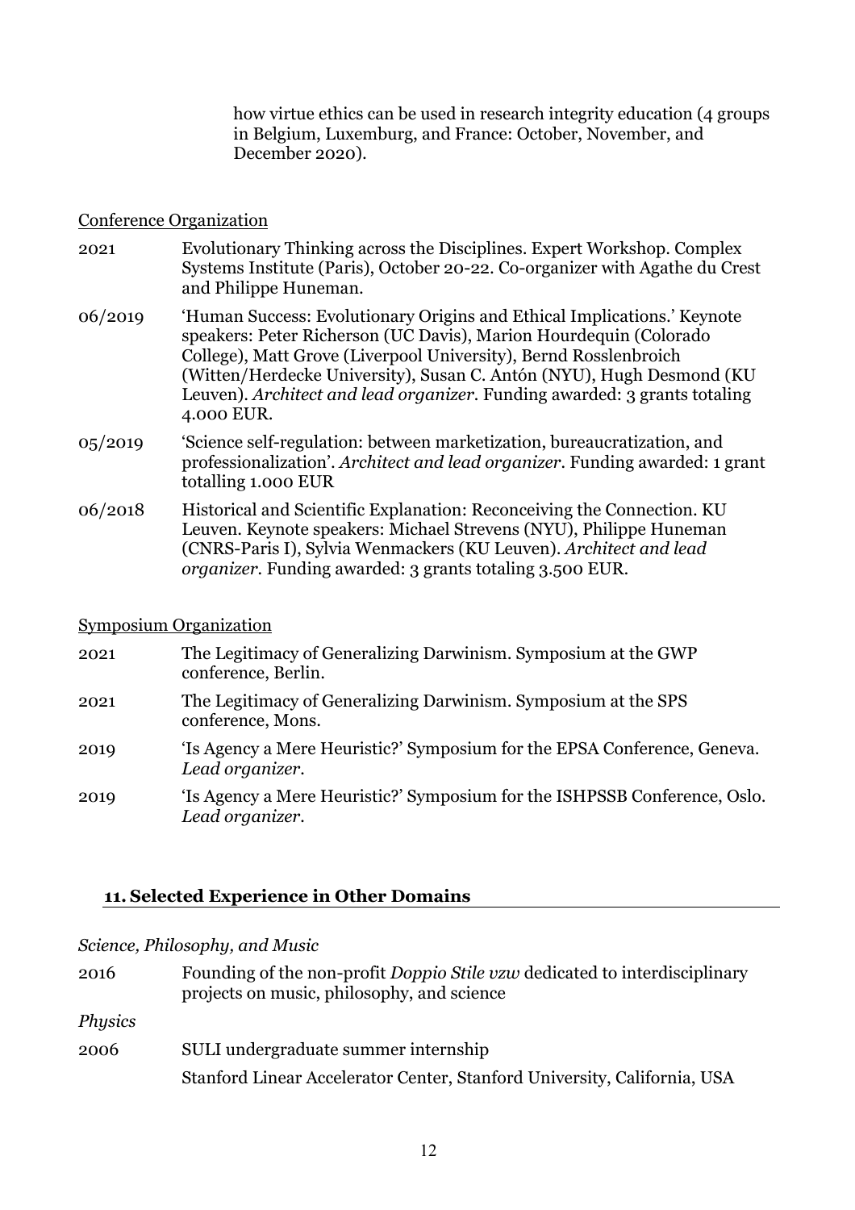how virtue ethics can be used in research integrity education (4 groups in Belgium, Luxemburg, and France: October, November, and December 2020).

Conference Organization

| | |
|---|---|
| 2021 | Evolutionary Thinking across the Disciplines. Expert Workshop. Complex Systems Institute (Paris), October 20-22. Co-organizer with Agathe du Crest and Philippe Huneman. |
| 06/2019 | 'Human Success: Evolutionary Origins and Ethical Implications.' Keynote speakers: Peter Richerson (UC Davis), Marion Hourdequin (Colorado College), Matt Grove (Liverpool University), Bernd Rosslenbroich (Witten/Herdecke University), Susan C. Antón (NYU), Hugh Desmond (KU Leuven). *Architect and lead organizer.* Funding awarded: 3 grants totaling 4.000 EUR. |
| 05/2019 | 'Science self-regulation: between marketization, bureaucratization, and professionalization'. *Architect and lead organizer.* Funding awarded: 1 grant totalling 1.000 EUR |
| 06/2018 | Historical and Scientific Explanation: Reconceiving the Connection. KU Leuven. Keynote speakers: Michael Strevens (NYU), Philippe Huneman (CNRS-Paris I), Sylvia Wenmackers (KU Leuven). *Architect and lead organizer.* Funding awarded: 3 grants totaling 3.500 EUR. |

Symposium Organization

| | |
|---|---|
| 2021 | The Legitimacy of Generalizing Darwinism. Symposium at the GWP conference, Berlin. |
| 2021 | The Legitimacy of Generalizing Darwinism. Symposium at the SPS conference, Mons. |
| 2019 | 'Is Agency a Mere Heuristic?' Symposium for the EPSA Conference, Geneva. *Lead organizer.* |
| 2019 | 'Is Agency a Mere Heuristic?' Symposium for the ISHPSSB Conference, Oslo. *Lead organizer.* |

## 11. Selected Experience in Other Domains

*Science, Philosophy, and Music*

| | |
|---|---|
| 2016 | Founding of the non-profit *Doppio Stile vzw* dedicated to interdisciplinary projects on music, philosophy, and science |

*Physics*

| | |
|---|---|
| 2006 | SULI undergraduate summer internship<br>Stanford Linear Accelerator Center, Stanford University, California, USA |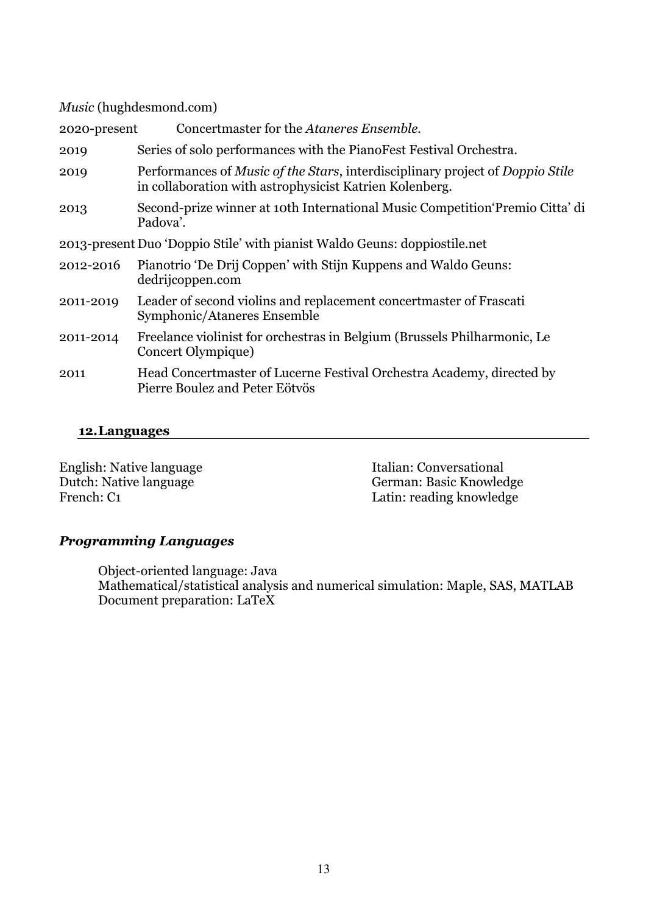*Music* (hughdesmond.com)

| | |
|---|---|
| 2020-present | Concertmaster for the *Ataneres Ensemble*. |
| 2019 | Series of solo performances with the PianoFest Festival Orchestra. |
| 2019 | Performances of *Music of the Stars*, interdisciplinary project of *Doppio Stile* in collaboration with astrophysicist Katrien Kolenberg. |
| 2013 | Second-prize winner at 10th International Music Competition'Premio Citta' di Padova'. |
| 2013-present | Duo 'Doppio Stile' with pianist Waldo Geuns: doppiostile.net |
| 2012-2016 | Pianotrio 'De Drij Coppen' with Stijn Kuppens and Waldo Geuns: dedrijcoppen.com |
| 2011-2019 | Leader of second violins and replacement concertmaster of Frascati Symphonic/Ataneres Ensemble |
| 2011-2014 | Freelance violinist for orchestras in Belgium (Brussels Philharmonic, Le Concert Olympique) |
| 2011 | Head Concertmaster of Lucerne Festival Orchestra Academy, directed by Pierre Boulez and Peter Eötvös |

## 12. Languages

English: Native language
Dutch: Native language
French: C1
Italian: Conversational
German: Basic Knowledge
Latin: reading knowledge

### *Programming Languages*

Object-oriented language: Java
Mathematical/statistical analysis and numerical simulation: Maple, SAS, MATLAB
Document preparation: LaTeX